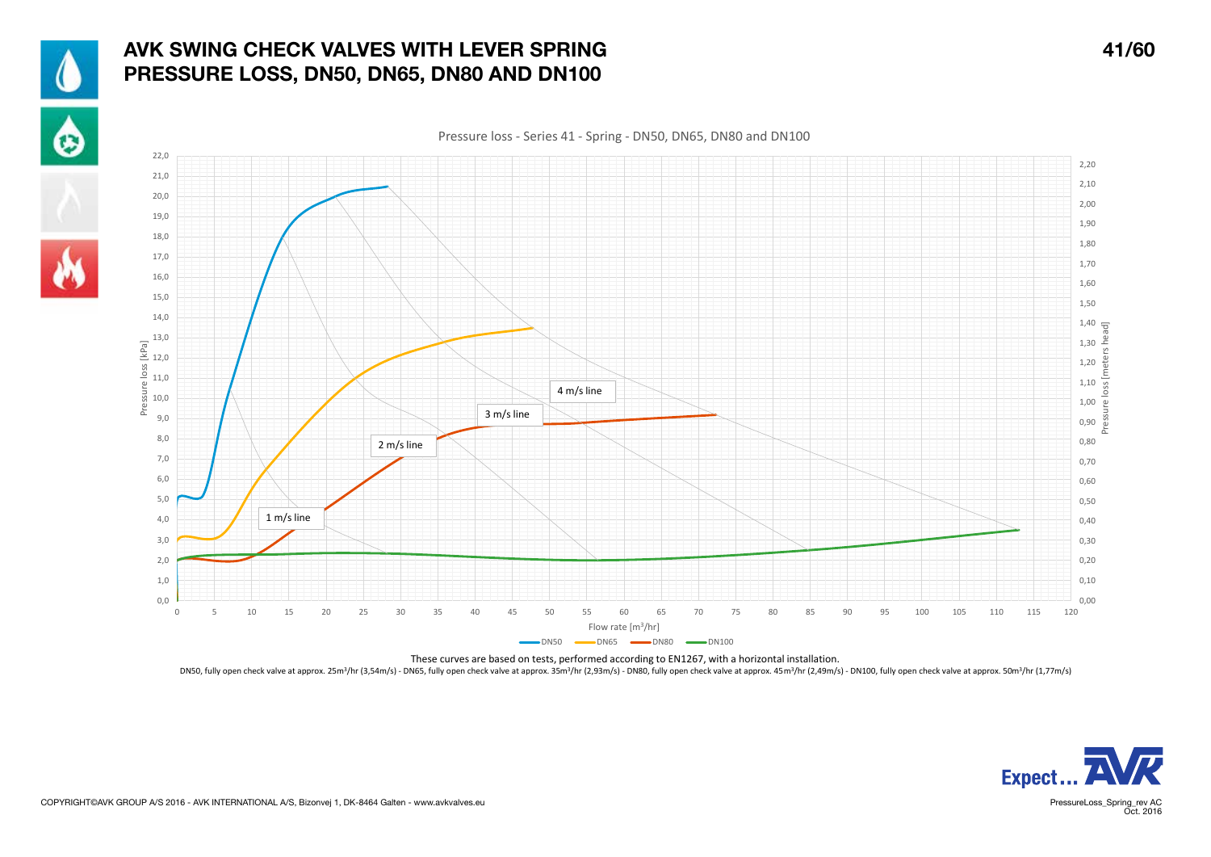# AVK SWING CHECK VALVES WITH LEVER SPRING
# PRESSURE LOSS, DN50, DN65, DN80 AND DN100

Pressure loss - Series 41 - Spring - DN50, DN65, DN80 and DN100

These curves are based on tests, performed according to EN1267, with a horizontal installation.

DN50, fully open check valve at approx. 25m³/hr (3,54m/s) - DN65, fully open check valve at approx. 35m³/hr (2,93m/s) - DN80, fully open check valve at approx. 45m³/hr (2,49m/s) - DN100, fully open check valve at approx. 50m³/hr (1,77m/s)

COPYRIGHT©AVK GROUP A/S 2016 - AVK INTERNATIONAL A/S, Bizonvej 1, DK-8464 Galten - www.avkvalves.eu

PressureLoss_Spring_rev AC
Oct. 2016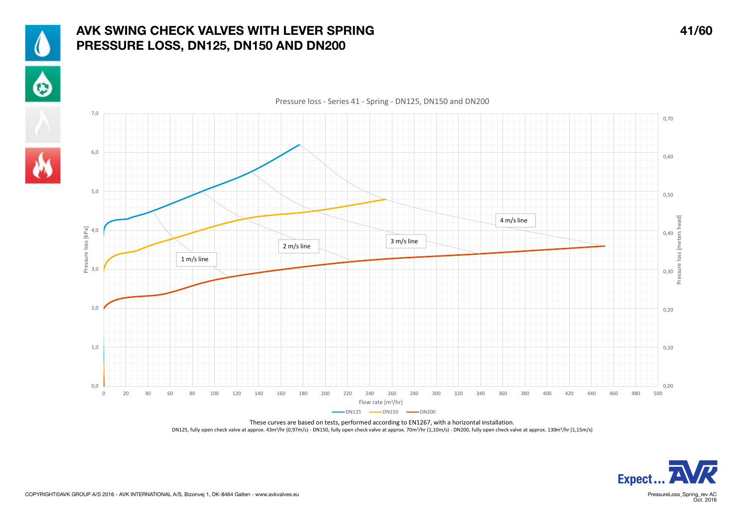# AVK SWING CHECK VALVES WITH LEVER SPRING
# PRESSURE LOSS, DN125, DN150 AND DN200

Pressure loss - Series 41 - Spring - DN125, DN150 and DN200

Pressure loss [kPa]: 0,0 – 7,0

Pressure loss [meters head]: 0,00 – 0,70

Flow rate [m³/hr]: 0 – 500

Legend: DN125, DN150, DN200

Line labels: 1 m/s line, 2 m/s line, 3 m/s line, 4 m/s line

These curves are based on tests, performed according to EN1267, with a horizontal installation.

DN125, fully open check valve at approx. 43m³/hr (0,97m/s) - DN150, fully open check valve at approx. 70m³/hr (1,10m/s) - DN200, fully open check valve at approx. 130m³/hr (1,15m/s)

COPYRIGHT©AVK GROUP A/S 2016 - AVK INTERNATIONAL A/S, Bizonvej 1, DK-8464 Galten - www.avkvalves.eu

PressureLoss_Spring_rev AC
Oct. 2016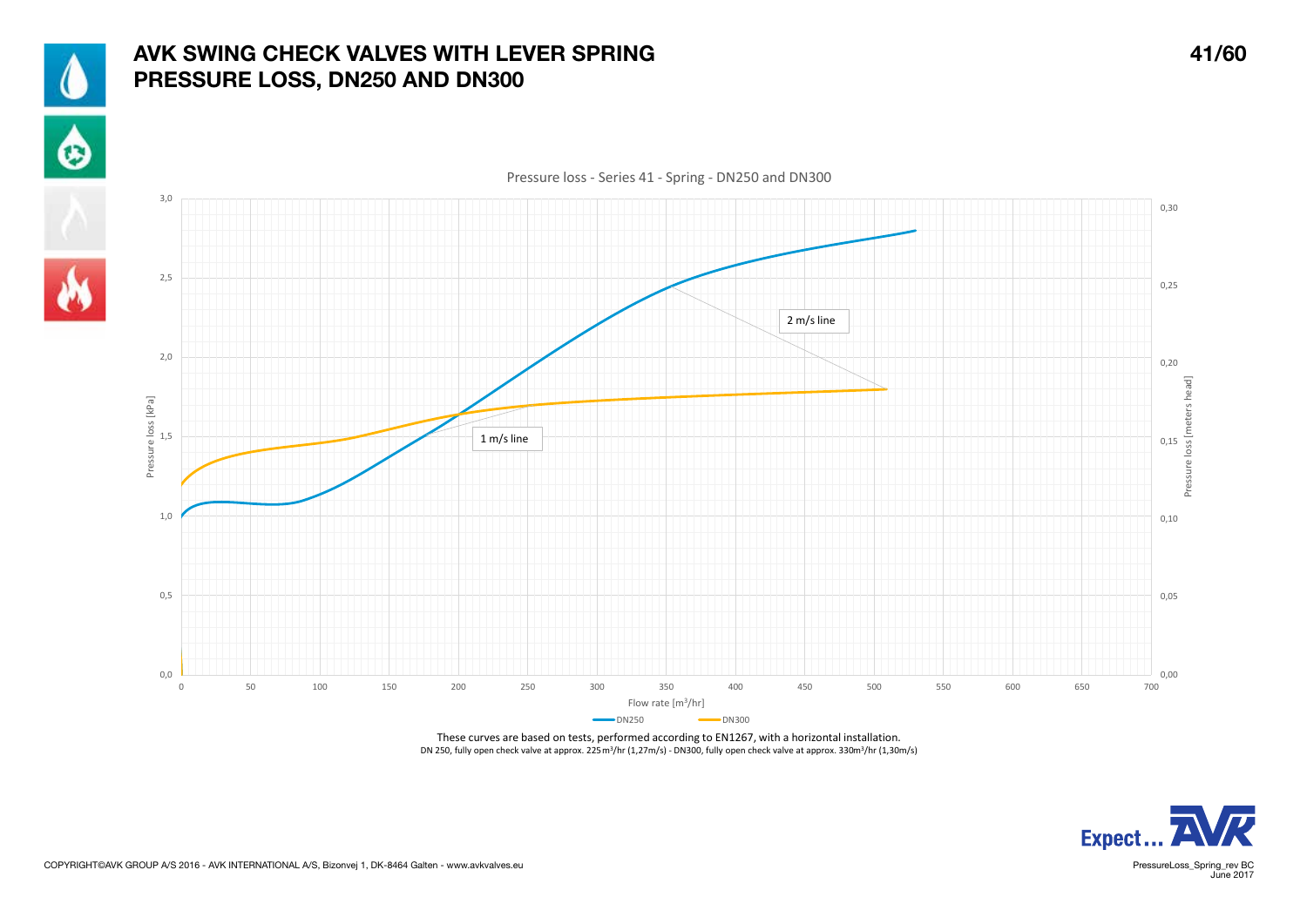# AVK SWING CHECK VALVES WITH LEVER SPRING
# PRESSURE LOSS, DN250 AND DN300

Pressure loss - Series 41 - Spring - DN250 and DN300

Pressure loss [kPa]

3,0
2,5
2,0
1,5
1,0
0,5
0,0

Pressure loss [meters head]

0,30
0,25
0,20
0,15
0,10
0,05
0,00

0 50 100 150 200 250 300 350 400 450 500 550 600 650 700

Flow rate [m³/hr]

2 m/s line

1 m/s line

DN250 DN300

These curves are based on tests, performed according to EN1267, with a horizontal installation.

DN 250, fully open check valve at approx. 225 m³/hr (1,27m/s) - DN300, fully open check valve at approx. 330m³/hr (1,30m/s)

COPYRIGHT©AVK GROUP A/S 2016 - AVK INTERNATIONAL A/S, Bizonvej 1, DK-8464 Galten - www.avkvalves.eu

PressureLoss_Spring_rev BC
June 2017